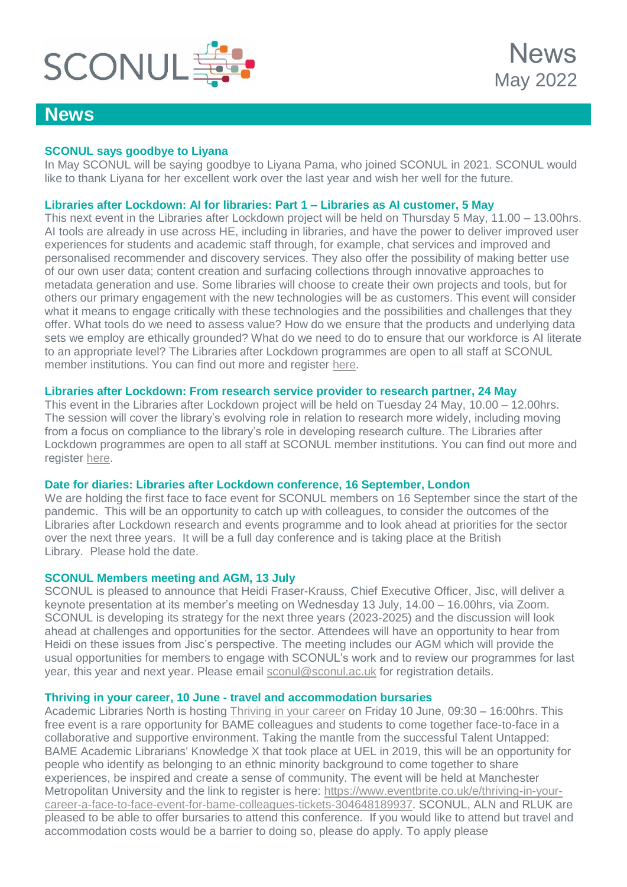SCONUL

News
May 2022

# News

### SCONUL says goodbye to Liyana

In May SCONUL will be saying goodbye to Liyana Pama, who joined SCONUL in 2021. SCONUL would like to thank Liyana for her excellent work over the last year and wish her well for the future.

### Libraries after Lockdown: AI for libraries: Part 1 – Libraries as AI customer, 5 May

This next event in the Libraries after Lockdown project will be held on Thursday 5 May, 11.00 – 13.00hrs. AI tools are already in use across HE, including in libraries, and have the power to deliver improved user experiences for students and academic staff through, for example, chat services and improved and personalised recommender and discovery services. They also offer the possibility of making better use of our own user data; content creation and surfacing collections through innovative approaches to metadata generation and use. Some libraries will choose to create their own projects and tools, but for others our primary engagement with the new technologies will be as customers. This event will consider what it means to engage critically with these technologies and the possibilities and challenges that they offer. What tools do we need to assess value? How do we ensure that the products and underlying data sets we employ are ethically grounded? What do we need to do to ensure that our workforce is AI literate to an appropriate level? The Libraries after Lockdown programmes are open to all staff at SCONUL member institutions. You can find out more and register here.

### Libraries after Lockdown: From research service provider to research partner, 24 May

This event in the Libraries after Lockdown project will be held on Tuesday 24 May, 10.00 – 12.00hrs. The session will cover the library's evolving role in relation to research more widely, including moving from a focus on compliance to the library's role in developing research culture. The Libraries after Lockdown programmes are open to all staff at SCONUL member institutions. You can find out more and register here.

### Date for diaries: Libraries after Lockdown conference, 16 September, London

We are holding the first face to face event for SCONUL members on 16 September since the start of the pandemic. This will be an opportunity to catch up with colleagues, to consider the outcomes of the Libraries after Lockdown research and events programme and to look ahead at priorities for the sector over the next three years. It will be a full day conference and is taking place at the British Library. Please hold the date.

### SCONUL Members meeting and AGM, 13 July

SCONUL is pleased to announce that Heidi Fraser-Krauss, Chief Executive Officer, Jisc, will deliver a keynote presentation at its member's meeting on Wednesday 13 July, 14.00 – 16.00hrs, via Zoom. SCONUL is developing its strategy for the next three years (2023-2025) and the discussion will look ahead at challenges and opportunities for the sector. Attendees will have an opportunity to hear from Heidi on these issues from Jisc's perspective. The meeting includes our AGM which will provide the usual opportunities for members to engage with SCONUL's work and to review our programmes for last year, this year and next year. Please email sconul@sconul.ac.uk for registration details.

### Thriving in your career, 10 June - travel and accommodation bursaries

Academic Libraries North is hosting Thriving in your career on Friday 10 June, 09:30 – 16:00hrs. This free event is a rare opportunity for BAME colleagues and students to come together face-to-face in a collaborative and supportive environment. Taking the mantle from the successful Talent Untapped: BAME Academic Librarians' Knowledge X that took place at UEL in 2019, this will be an opportunity for people who identify as belonging to an ethnic minority background to come together to share experiences, be inspired and create a sense of community. The event will be held at Manchester Metropolitan University and the link to register is here: https://www.eventbrite.co.uk/e/thriving-in-your-career-a-face-to-face-event-for-bame-colleagues-tickets-304648189937. SCONUL, ALN and RLUK are pleased to be able to offer bursaries to attend this conference. If you would like to attend but travel and accommodation costs would be a barrier to doing so, please do apply. To apply please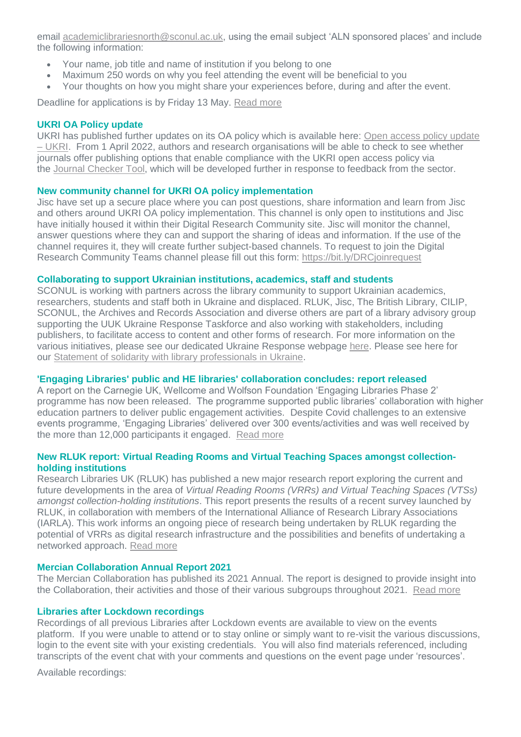email academiclibrariesnorth@sconul.ac.uk, using the email subject 'ALN sponsored places' and include the following information:

- Your name, job title and name of institution if you belong to one
- Maximum 250 words on why you feel attending the event will be beneficial to you
- Your thoughts on how you might share your experiences before, during and after the event.

Deadline for applications is by Friday 13 May. Read more

### UKRI OA Policy update

UKRI has published further updates on its OA policy which is available here: Open access policy update – UKRI. From 1 April 2022, authors and research organisations will be able to check to see whether journals offer publishing options that enable compliance with the UKRI open access policy via the Journal Checker Tool, which will be developed further in response to feedback from the sector.

### New community channel for UKRI OA policy implementation

Jisc have set up a secure place where you can post questions, share information and learn from Jisc and others around UKRI OA policy implementation. This channel is only open to institutions and Jisc have initially housed it within their Digital Research Community site. Jisc will monitor the channel, answer questions where they can and support the sharing of ideas and information. If the use of the channel requires it, they will create further subject-based channels. To request to join the Digital Research Community Teams channel please fill out this form: https://bit.ly/DRCjoinrequest

### Collaborating to support Ukrainian institutions, academics, staff and students

SCONUL is working with partners across the library community to support Ukrainian academics, researchers, students and staff both in Ukraine and displaced. RLUK, Jisc, The British Library, CILIP, SCONUL, the Archives and Records Association and diverse others are part of a library advisory group supporting the UUK Ukraine Response Taskforce and also working with stakeholders, including publishers, to facilitate access to content and other forms of research. For more information on the various initiatives, please see our dedicated Ukraine Response webpage here. Please see here for our Statement of solidarity with library professionals in Ukraine.

### 'Engaging Libraries' public and HE libraries' collaboration concludes: report released

A report on the Carnegie UK, Wellcome and Wolfson Foundation 'Engaging Libraries Phase 2' programme has now been released. The programme supported public libraries' collaboration with higher education partners to deliver public engagement activities. Despite Covid challenges to an extensive events programme, 'Engaging Libraries' delivered over 300 events/activities and was well received by the more than 12,000 participants it engaged. Read more

### New RLUK report: Virtual Reading Rooms and Virtual Teaching Spaces amongst collection-holding institutions

Research Libraries UK (RLUK) has published a new major research report exploring the current and future developments in the area of *Virtual Reading Rooms (VRRs) and Virtual Teaching Spaces (VTSs) amongst collection-holding institutions*. This report presents the results of a recent survey launched by RLUK, in collaboration with members of the International Alliance of Research Library Associations (IARLA). This work informs an ongoing piece of research being undertaken by RLUK regarding the potential of VRRs as digital research infrastructure and the possibilities and benefits of undertaking a networked approach. Read more

### Mercian Collaboration Annual Report 2021

The Mercian Collaboration has published its 2021 Annual. The report is designed to provide insight into the Collaboration, their activities and those of their various subgroups throughout 2021. Read more

### Libraries after Lockdown recordings

Recordings of all previous Libraries after Lockdown events are available to view on the events platform. If you were unable to attend or to stay online or simply want to re-visit the various discussions, login to the event site with your existing credentials. You will also find materials referenced, including transcripts of the event chat with your comments and questions on the event page under 'resources'.

Available recordings: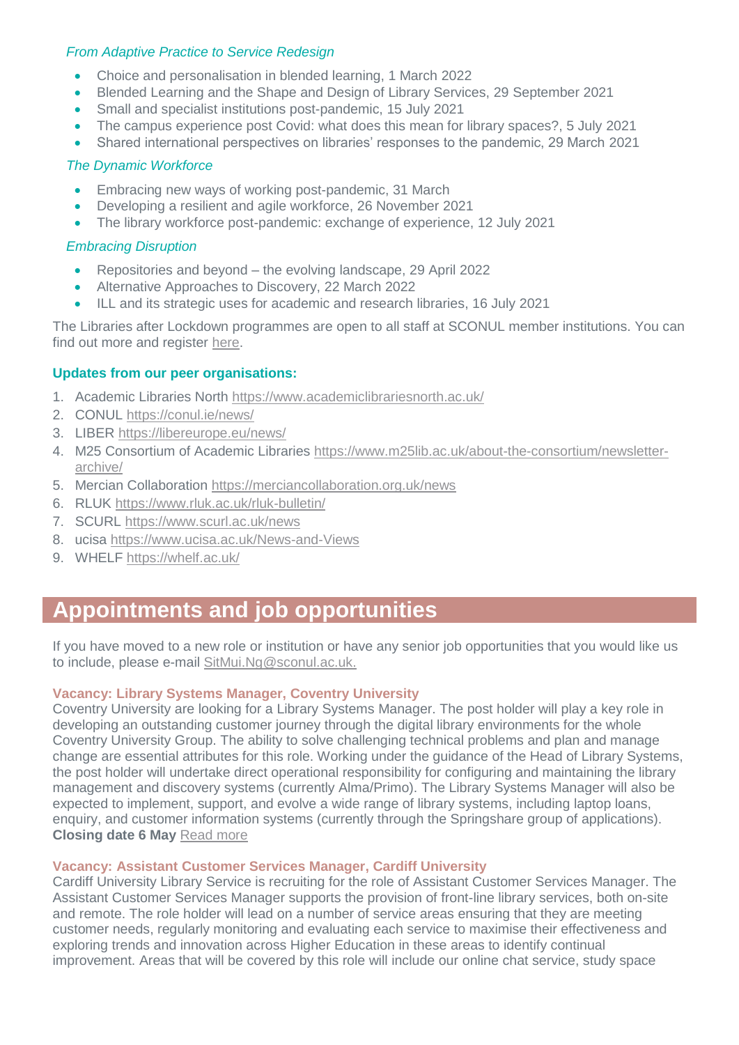*From Adaptive Practice to Service Redesign*

- Choice and personalisation in blended learning, 1 March 2022
- Blended Learning and the Shape and Design of Library Services, 29 September 2021
- Small and specialist institutions post-pandemic, 15 July 2021
- The campus experience post Covid: what does this mean for library spaces?, 5 July 2021
- Shared international perspectives on libraries' responses to the pandemic, 29 March 2021

*The Dynamic Workforce*

- Embracing new ways of working post-pandemic, 31 March
- Developing a resilient and agile workforce, 26 November 2021
- The library workforce post-pandemic: exchange of experience, 12 July 2021

*Embracing Disruption*

- Repositories and beyond – the evolving landscape, 29 April 2022
- Alternative Approaches to Discovery, 22 March 2022
- ILL and its strategic uses for academic and research libraries, 16 July 2021

The Libraries after Lockdown programmes are open to all staff at SCONUL member institutions. You can find out more and register here.

**Updates from our peer organisations:**

1. Academic Libraries North https://www.academiclibrariesnorth.ac.uk/
2. CONUL https://conul.ie/news/
3. LIBER https://libereurope.eu/news/
4. M25 Consortium of Academic Libraries https://www.m25lib.ac.uk/about-the-consortium/newsletter-archive/
5. Mercian Collaboration https://merciancollaboration.org.uk/news
6. RLUK https://www.rluk.ac.uk/rluk-bulletin/
7. SCURL https://www.scurl.ac.uk/news
8. ucisa https://www.ucisa.ac.uk/News-and-Views
9. WHELF https://whelf.ac.uk/

# Appointments and job opportunities

If you have moved to a new role or institution or have any senior job opportunities that you would like us to include, please e-mail SitMui.Ng@sconul.ac.uk.

**Vacancy: Library Systems Manager, Coventry University**

Coventry University are looking for a Library Systems Manager. The post holder will play a key role in developing an outstanding customer journey through the digital library environments for the whole Coventry University Group. The ability to solve challenging technical problems and plan and manage change are essential attributes for this role. Working under the guidance of the Head of Library Systems, the post holder will undertake direct operational responsibility for configuring and maintaining the library management and discovery systems (currently Alma/Primo). The Library Systems Manager will also be expected to implement, support, and evolve a wide range of library systems, including laptop loans, enquiry, and customer information systems (currently through the Springshare group of applications). **Closing date 6 May** Read more

**Vacancy: Assistant Customer Services Manager, Cardiff University**

Cardiff University Library Service is recruiting for the role of Assistant Customer Services Manager. The Assistant Customer Services Manager supports the provision of front-line library services, both on-site and remote. The role holder will lead on a number of service areas ensuring that they are meeting customer needs, regularly monitoring and evaluating each service to maximise their effectiveness and exploring trends and innovation across Higher Education in these areas to identify continual improvement. Areas that will be covered by this role will include our online chat service, study space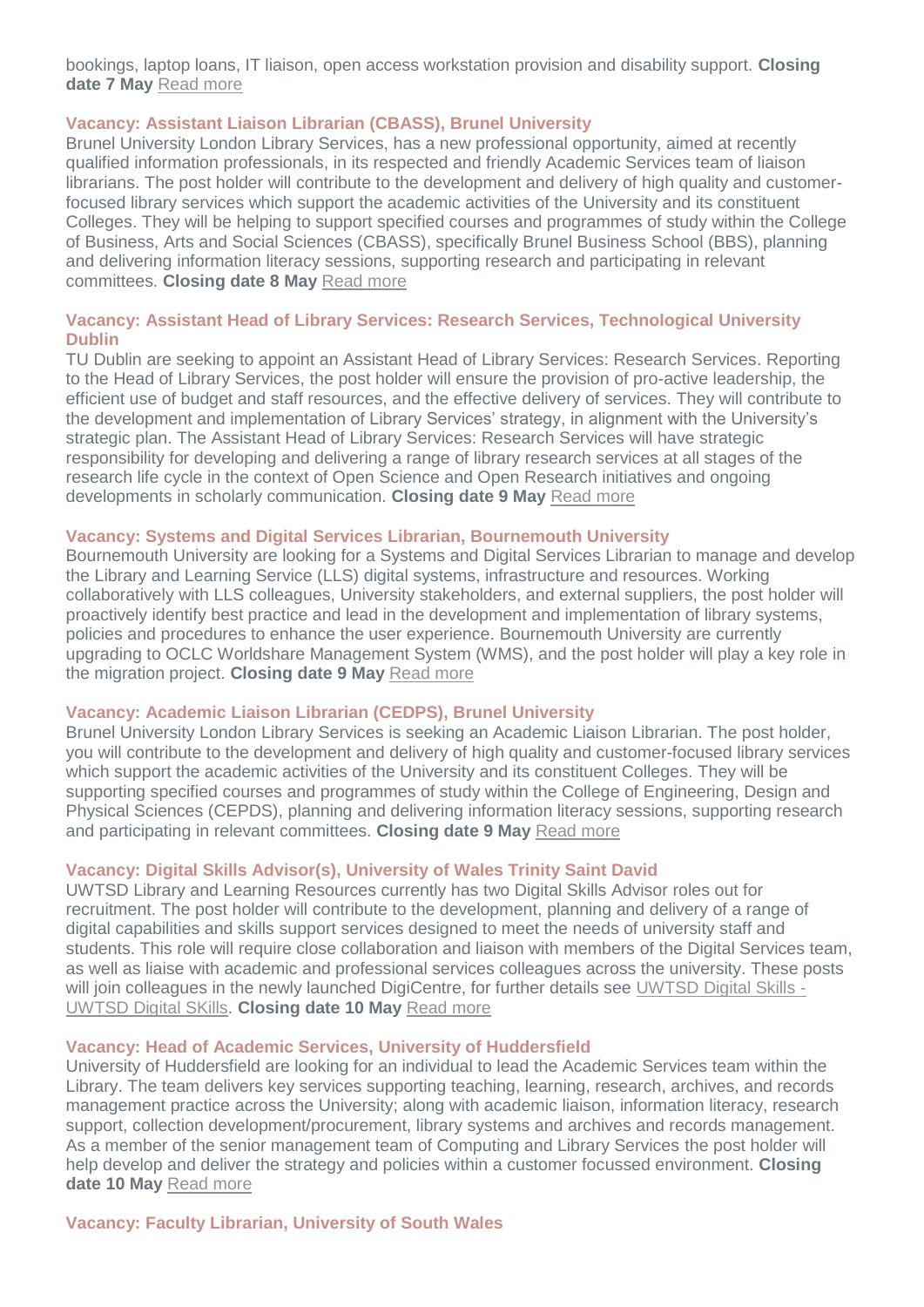bookings, laptop loans, IT liaison, open access workstation provision and disability support. **Closing date 7 May** Read more

### Vacancy: Assistant Liaison Librarian (CBASS), Brunel University

Brunel University London Library Services, has a new professional opportunity, aimed at recently qualified information professionals, in its respected and friendly Academic Services team of liaison librarians. The post holder will contribute to the development and delivery of high quality and customer-focused library services which support the academic activities of the University and its constituent Colleges. They will be helping to support specified courses and programmes of study within the College of Business, Arts and Social Sciences (CBASS), specifically Brunel Business School (BBS), planning and delivering information literacy sessions, supporting research and participating in relevant committees. **Closing date 8 May** Read more

### Vacancy: Assistant Head of Library Services: Research Services, Technological University Dublin

TU Dublin are seeking to appoint an Assistant Head of Library Services: Research Services. Reporting to the Head of Library Services, the post holder will ensure the provision of pro-active leadership, the efficient use of budget and staff resources, and the effective delivery of services. They will contribute to the development and implementation of Library Services' strategy, in alignment with the University's strategic plan. The Assistant Head of Library Services: Research Services will have strategic responsibility for developing and delivering a range of library research services at all stages of the research life cycle in the context of Open Science and Open Research initiatives and ongoing developments in scholarly communication. **Closing date 9 May** Read more

### Vacancy: Systems and Digital Services Librarian, Bournemouth University

Bournemouth University are looking for a Systems and Digital Services Librarian to manage and develop the Library and Learning Service (LLS) digital systems, infrastructure and resources. Working collaboratively with LLS colleagues, University stakeholders, and external suppliers, the post holder will proactively identify best practice and lead in the development and implementation of library systems, policies and procedures to enhance the user experience. Bournemouth University are currently upgrading to OCLC Worldshare Management System (WMS), and the post holder will play a key role in the migration project. **Closing date 9 May** Read more

### Vacancy: Academic Liaison Librarian (CEDPS), Brunel University

Brunel University London Library Services is seeking an Academic Liaison Librarian. The post holder, you will contribute to the development and delivery of high quality and customer-focused library services which support the academic activities of the University and its constituent Colleges. They will be supporting specified courses and programmes of study within the College of Engineering, Design and Physical Sciences (CEPDS), planning and delivering information literacy sessions, supporting research and participating in relevant committees. **Closing date 9 May** Read more

### Vacancy: Digital Skills Advisor(s), University of Wales Trinity Saint David

UWTSD Library and Learning Resources currently has two Digital Skills Advisor roles out for recruitment. The post holder will contribute to the development, planning and delivery of a range of digital capabilities and skills support services designed to meet the needs of university staff and students. This role will require close collaboration and liaison with members of the Digital Services team, as well as liaise with academic and professional services colleagues across the university. These posts will join colleagues in the newly launched DigiCentre, for further details see UWTSD Digital Skills - UWTSD Digital SKills. **Closing date 10 May** Read more

### Vacancy: Head of Academic Services, University of Huddersfield

University of Huddersfield are looking for an individual to lead the Academic Services team within the Library. The team delivers key services supporting teaching, learning, research, archives, and records management practice across the University; along with academic liaison, information literacy, research support, collection development/procurement, library systems and archives and records management. As a member of the senior management team of Computing and Library Services the post holder will help develop and deliver the strategy and policies within a customer focussed environment. **Closing date 10 May** Read more

### Vacancy: Faculty Librarian, University of South Wales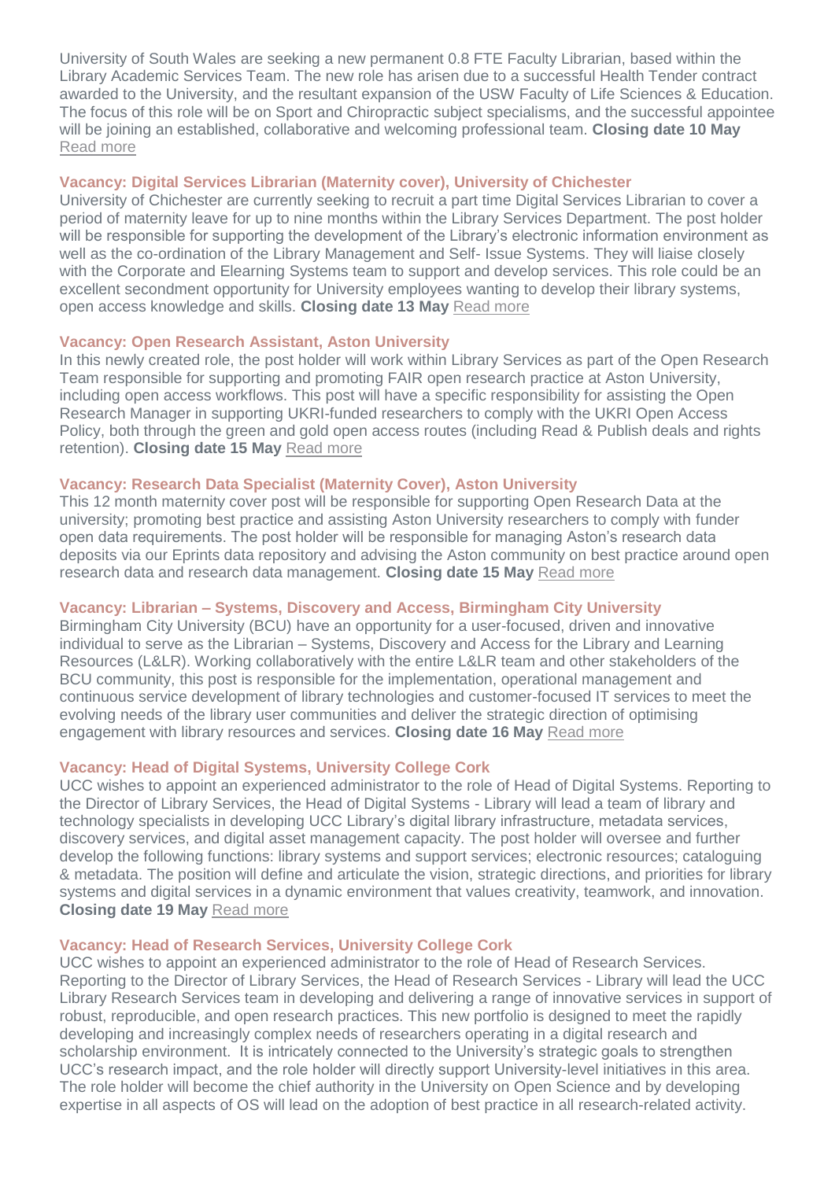University of South Wales are seeking a new permanent 0.8 FTE Faculty Librarian, based within the Library Academic Services Team. The new role has arisen due to a successful Health Tender contract awarded to the University, and the resultant expansion of the USW Faculty of Life Sciences & Education. The focus of this role will be on Sport and Chiropractic subject specialisms, and the successful appointee will be joining an established, collaborative and welcoming professional team. **Closing date 10 May** Read more

### Vacancy: Digital Services Librarian (Maternity cover), University of Chichester

University of Chichester are currently seeking to recruit a part time Digital Services Librarian to cover a period of maternity leave for up to nine months within the Library Services Department. The post holder will be responsible for supporting the development of the Library's electronic information environment as well as the co-ordination of the Library Management and Self- Issue Systems. They will liaise closely with the Corporate and Elearning Systems team to support and develop services. This role could be an excellent secondment opportunity for University employees wanting to develop their library systems, open access knowledge and skills. **Closing date 13 May** Read more

### Vacancy: Open Research Assistant, Aston University

In this newly created role, the post holder will work within Library Services as part of the Open Research Team responsible for supporting and promoting FAIR open research practice at Aston University, including open access workflows. This post will have a specific responsibility for assisting the Open Research Manager in supporting UKRI-funded researchers to comply with the UKRI Open Access Policy, both through the green and gold open access routes (including Read & Publish deals and rights retention). **Closing date 15 May** Read more

### Vacancy: Research Data Specialist (Maternity Cover), Aston University

This 12 month maternity cover post will be responsible for supporting Open Research Data at the university; promoting best practice and assisting Aston University researchers to comply with funder open data requirements. The post holder will be responsible for managing Aston's research data deposits via our Eprints data repository and advising the Aston community on best practice around open research data and research data management. **Closing date 15 May** Read more

### Vacancy: Librarian – Systems, Discovery and Access, Birmingham City University

Birmingham City University (BCU) have an opportunity for a user-focused, driven and innovative individual to serve as the Librarian – Systems, Discovery and Access for the Library and Learning Resources (L&LR). Working collaboratively with the entire L&LR team and other stakeholders of the BCU community, this post is responsible for the implementation, operational management and continuous service development of library technologies and customer-focused IT services to meet the evolving needs of the library user communities and deliver the strategic direction of optimising engagement with library resources and services. **Closing date 16 May** Read more

### Vacancy: Head of Digital Systems, University College Cork

UCC wishes to appoint an experienced administrator to the role of Head of Digital Systems. Reporting to the Director of Library Services, the Head of Digital Systems - Library will lead a team of library and technology specialists in developing UCC Library's digital library infrastructure, metadata services, discovery services, and digital asset management capacity. The post holder will oversee and further develop the following functions: library systems and support services; electronic resources; cataloguing & metadata. The position will define and articulate the vision, strategic directions, and priorities for library systems and digital services in a dynamic environment that values creativity, teamwork, and innovation. **Closing date 19 May** Read more

### Vacancy: Head of Research Services, University College Cork

UCC wishes to appoint an experienced administrator to the role of Head of Research Services. Reporting to the Director of Library Services, the Head of Research Services - Library will lead the UCC Library Research Services team in developing and delivering a range of innovative services in support of robust, reproducible, and open research practices. This new portfolio is designed to meet the rapidly developing and increasingly complex needs of researchers operating in a digital research and scholarship environment. It is intricately connected to the University's strategic goals to strengthen UCC's research impact, and the role holder will directly support University-level initiatives in this area. The role holder will become the chief authority in the University on Open Science and by developing expertise in all aspects of OS will lead on the adoption of best practice in all research-related activity.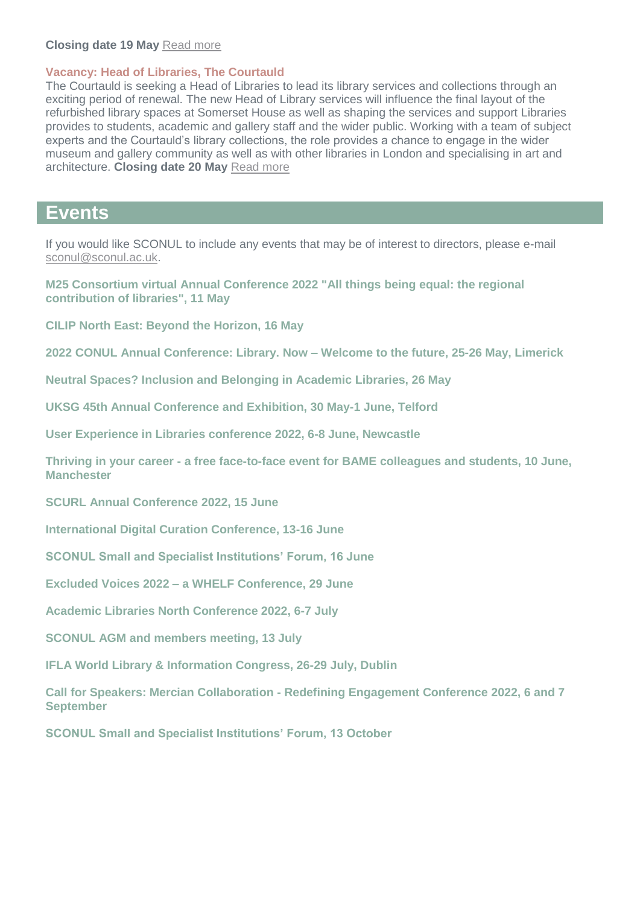**Closing date 19 May** Read more

**Vacancy: Head of Libraries, The Courtauld**

The Courtauld is seeking a Head of Libraries to lead its library services and collections through an exciting period of renewal. The new Head of Library services will influence the final layout of the refurbished library spaces at Somerset House as well as shaping the services and support Libraries provides to students, academic and gallery staff and the wider public. Working with a team of subject experts and the Courtauld's library collections, the role provides a chance to engage in the wider museum and gallery community as well as with other libraries in London and specialising in art and architecture. **Closing date 20 May** Read more

## Events

If you would like SCONUL to include any events that may be of interest to directors, please e-mail sconul@sconul.ac.uk.

**M25 Consortium virtual Annual Conference 2022 "All things being equal: the regional contribution of libraries", 11 May**

**CILIP North East: Beyond the Horizon, 16 May**

**2022 CONUL Annual Conference: Library. Now – Welcome to the future, 25-26 May, Limerick**

**Neutral Spaces? Inclusion and Belonging in Academic Libraries, 26 May**

**UKSG 45th Annual Conference and Exhibition, 30 May-1 June, Telford**

**User Experience in Libraries conference 2022, 6-8 June, Newcastle**

**Thriving in your career - a free face-to-face event for BAME colleagues and students, 10 June, Manchester**

**SCURL Annual Conference 2022, 15 June**

**International Digital Curation Conference, 13-16 June**

**SCONUL Small and Specialist Institutions' Forum, 16 June**

**Excluded Voices 2022 – a WHELF Conference, 29 June**

**Academic Libraries North Conference 2022, 6-7 July**

**SCONUL AGM and members meeting, 13 July**

**IFLA World Library & Information Congress, 26-29 July, Dublin**

**Call for Speakers: Mercian Collaboration - Redefining Engagement Conference 2022, 6 and 7 September**

**SCONUL Small and Specialist Institutions' Forum, 13 October**